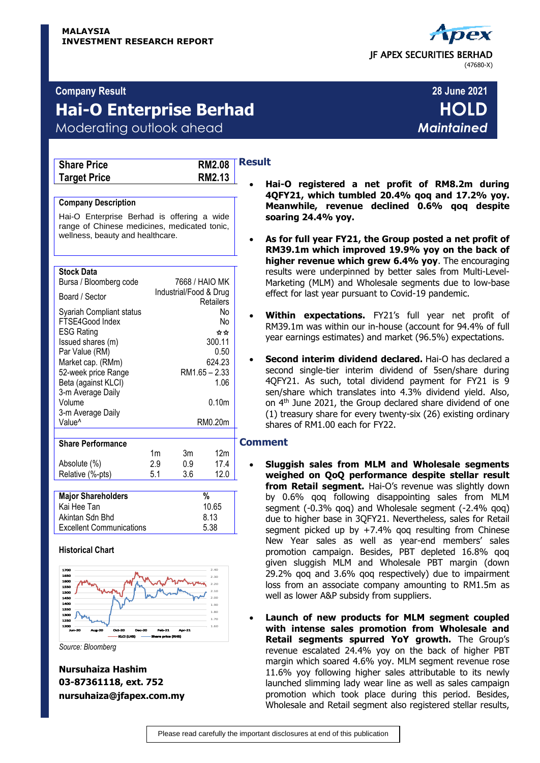**MALAYSIA**
**INVESTMENT RESEARCH REPORT**

JF APEX SECURITIES BERHAD
(47680-X)

**Company Result** — **28 June 2021**

# Hai-O Enterprise Berhad

**HOLD**
*Maintained*

Moderating outlook ahead

| Share Price | RM2.08 |
|---|---|
| Target Price | RM2.13 |

**Company Description**

Hai-O Enterprise Berhad is offering a wide range of Chinese medicines, medicated tonic, wellness, beauty and healthcare.

| Stock Data | |
|---|---|
| Bursa / Bloomberg code | 7668 / HAIO MK |
| Board / Sector | Industrial/Food & Drug Retailers |
| Syariah Compliant status | No |
| FTSE4Good Index | No |
| ESG Rating | ☆☆ |
| Issued shares (m) | 300.11 |
| Par Value (RM) | 0.50 |
| Market cap. (RMm) | 624.23 |
| 52-week price Range | RM1.65 – 2.33 |
| Beta (against KLCI) | 1.06 |
| 3-m Average Daily Volume | 0.10m |
| 3-m Average Daily Value^ | RM0.20m |

| Share Performance | 1m | 3m | 12m |
|---|---|---|---|
| Absolute (%) | 2.9 | 0.9 | 17.4 |
| Relative (%-pts) | 5.1 | 3.6 | 12.0 |

| Major Shareholders | % |
|---|---|
| Kai Hee Tan | 10.65 |
| Akintan Sdn Bhd | 8.13 |
| Excellent Communications | 5.38 |

**Historical Chart**

Source: Bloomberg

**Nursuhaiza Hashim**
**03-87361118, ext. 752**
**nursuhaiza@jfapex.com.my**

## Result

- **Hai-O registered a net profit of RM8.2m during 4QFY21, which tumbled 20.4% qoq and 17.2% yoy. Meanwhile, revenue declined 0.6% qoq despite soaring 24.4% yoy.**

- **As for full year FY21, the Group posted a net profit of RM39.1m which improved 19.9% yoy on the back of higher revenue which grew 6.4% yoy**. The encouraging results were underpinned by better sales from Multi-Level-Marketing (MLM) and Wholesale segments due to low-base effect for last year pursuant to Covid-19 pandemic.

- **Within expectations.** FY21's full year net profit of RM39.1m was within our in-house (account for 94.4% of full year earnings estimates) and market (96.5%) expectations.

- **Second interim dividend declared.** Hai-O has declared a second single-tier interim dividend of 5sen/share during 4QFY21. As such, total dividend payment for FY21 is 9 sen/share which translates into 4.3% dividend yield. Also, on 4th June 2021, the Group declared share dividend of one (1) treasury share for every twenty-six (26) existing ordinary shares of RM1.00 each for FY22.

## Comment

- **Sluggish sales from MLM and Wholesale segments weighed on QoQ performance despite stellar result from Retail segment.** Hai-O's revenue was slightly down by 0.6% qoq following disappointing sales from MLM segment (-0.3% qoq) and Wholesale segment (-2.4% qoq) due to higher base in 3QFY21. Nevertheless, sales for Retail segment picked up by +7.4% qoq resulting from Chinese New Year sales as well as year-end members' sales promotion campaign. Besides, PBT depleted 16.8% qoq given sluggish MLM and Wholesale PBT margin (down 29.2% qoq and 3.6% qoq respectively) due to impairment loss from an associate company amounting to RM1.5m as well as lower A&P subsidy from suppliers.

- **Launch of new products for MLM segment coupled with intense sales promotion from Wholesale and Retail segments spurred YoY growth.** The Group's revenue escalated 24.4% yoy on the back of higher PBT margin which soared 4.6% yoy. MLM segment revenue rose 11.6% yoy following higher sales attributable to its newly launched slimming lady wear line as well as sales campaign promotion which took place during this period. Besides, Wholesale and Retail segment also registered stellar results,

Please read carefully the important disclosures at end of this publication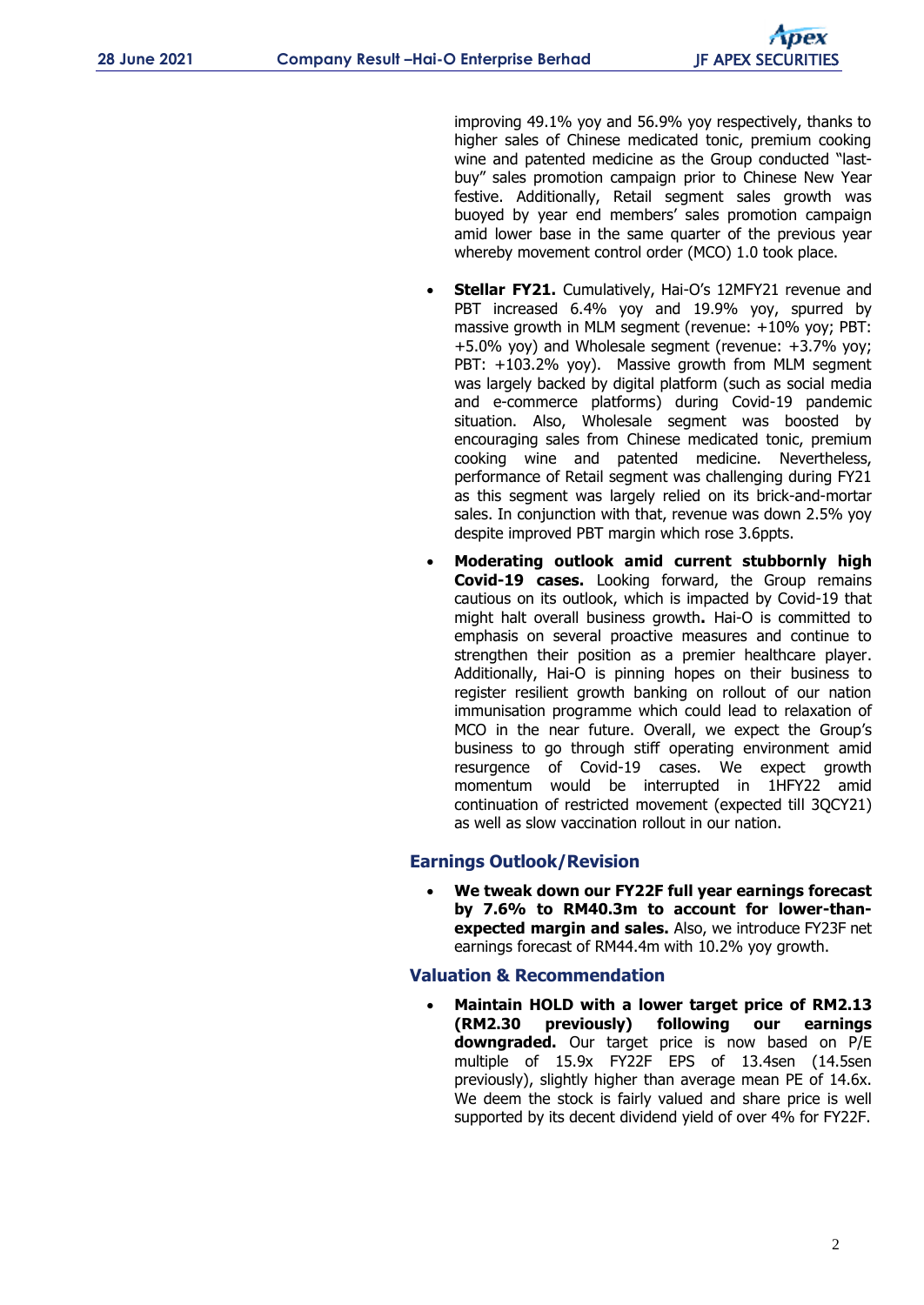improving 49.1% yoy and 56.9% yoy respectively, thanks to higher sales of Chinese medicated tonic, premium cooking wine and patented medicine as the Group conducted "last-buy" sales promotion campaign prior to Chinese New Year festive. Additionally, Retail segment sales growth was buoyed by year end members' sales promotion campaign amid lower base in the same quarter of the previous year whereby movement control order (MCO) 1.0 took place.

- **Stellar FY21.** Cumulatively, Hai-O's 12MFY21 revenue and PBT increased 6.4% yoy and 19.9% yoy, spurred by massive growth in MLM segment (revenue: +10% yoy; PBT: +5.0% yoy) and Wholesale segment (revenue: +3.7% yoy; PBT: +103.2% yoy). Massive growth from MLM segment was largely backed by digital platform (such as social media and e-commerce platforms) during Covid-19 pandemic situation. Also, Wholesale segment was boosted by encouraging sales from Chinese medicated tonic, premium cooking wine and patented medicine. Nevertheless, performance of Retail segment was challenging during FY21 as this segment was largely relied on its brick-and-mortar sales. In conjunction with that, revenue was down 2.5% yoy despite improved PBT margin which rose 3.6ppts.
- **Moderating outlook amid current stubbornly high Covid-19 cases.** Looking forward, the Group remains cautious on its outlook, which is impacted by Covid-19 that might halt overall business growth**.** Hai-O is committed to emphasis on several proactive measures and continue to strengthen their position as a premier healthcare player. Additionally, Hai-O is pinning hopes on their business to register resilient growth banking on rollout of our nation immunisation programme which could lead to relaxation of MCO in the near future. Overall, we expect the Group's business to go through stiff operating environment amid resurgence of Covid-19 cases. We expect growth momentum would be interrupted in 1HFY22 amid continuation of restricted movement (expected till 3QCY21) as well as slow vaccination rollout in our nation.

## Earnings Outlook/Revision

- **We tweak down our FY22F full year earnings forecast by 7.6% to RM40.3m to account for lower-than-expected margin and sales.** Also, we introduce FY23F net earnings forecast of RM44.4m with 10.2% yoy growth.

## Valuation & Recommendation

- **Maintain HOLD with a lower target price of RM2.13 (RM2.30 previously) following our earnings downgraded.** Our target price is now based on P/E multiple of 15.9x FY22F EPS of 13.4sen (14.5sen previously), slightly higher than average mean PE of 14.6x. We deem the stock is fairly valued and share price is well supported by its decent dividend yield of over 4% for FY22F.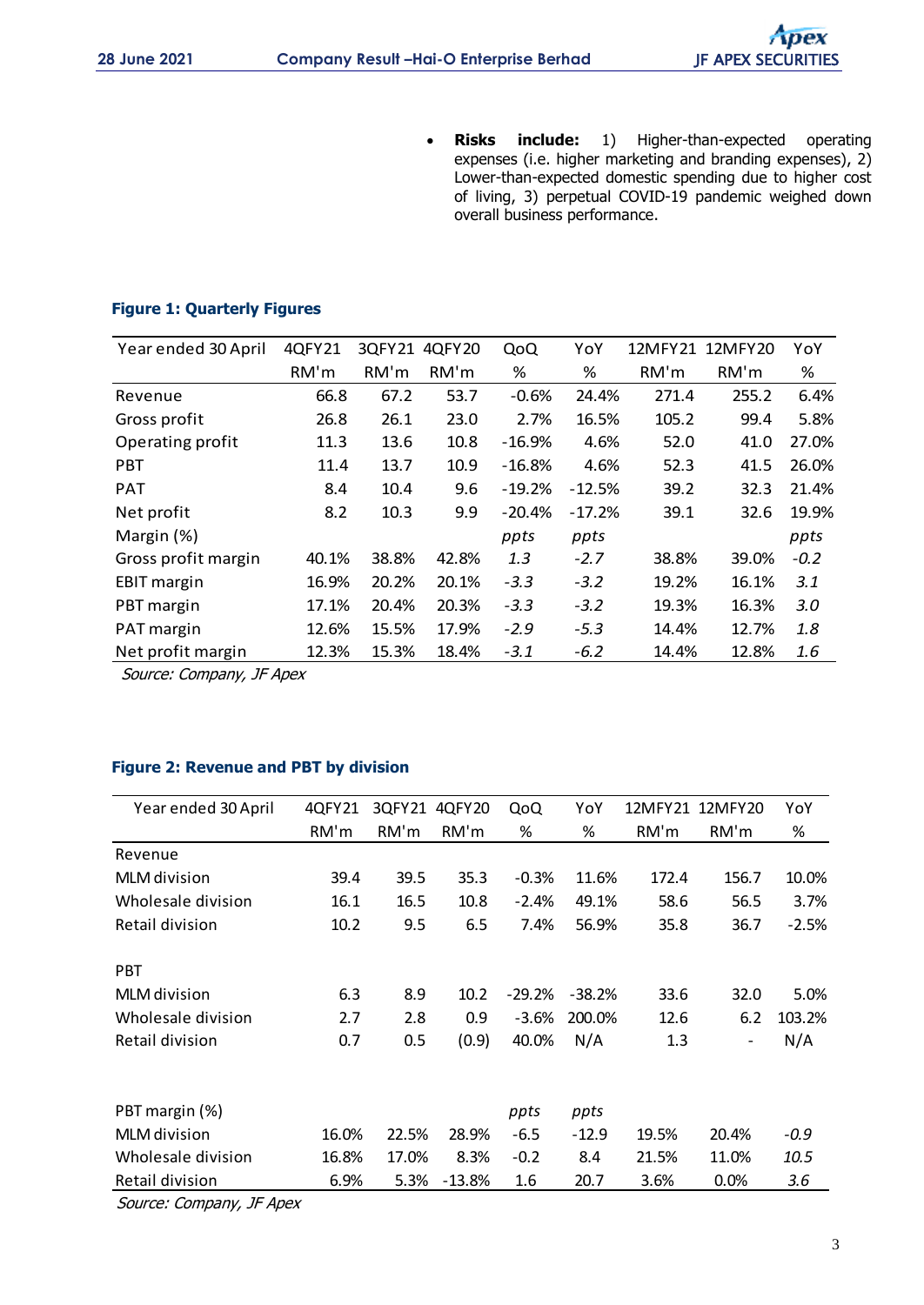- **Risks include:** 1) Higher-than-expected operating expenses (i.e. higher marketing and branding expenses), 2) Lower-than-expected domestic spending due to higher cost of living, 3) perpetual COVID-19 pandemic weighed down overall business performance.

**Figure 1: Quarterly Figures**

| Year ended 30 April | 4QFY21 | 3QFY21 | 4QFY20 | QoQ | YoY | 12MFY21 | 12MFY20 | YoY |
|---|---|---|---|---|---|---|---|---|
| | RM'm | RM'm | RM'm | % | % | RM'm | RM'm | % |
| Revenue | 66.8 | 67.2 | 53.7 | -0.6% | 24.4% | 271.4 | 255.2 | 6.4% |
| Gross profit | 26.8 | 26.1 | 23.0 | 2.7% | 16.5% | 105.2 | 99.4 | 5.8% |
| Operating profit | 11.3 | 13.6 | 10.8 | -16.9% | 4.6% | 52.0 | 41.0 | 27.0% |
| PBT | 11.4 | 13.7 | 10.9 | -16.8% | 4.6% | 52.3 | 41.5 | 26.0% |
| PAT | 8.4 | 10.4 | 9.6 | -19.2% | -12.5% | 39.2 | 32.3 | 21.4% |
| Net profit | 8.2 | 10.3 | 9.9 | -20.4% | -17.2% | 39.1 | 32.6 | 19.9% |
| Margin (%) | | | | *ppts* | *ppts* | | | *ppts* |
| Gross profit margin | 40.1% | 38.8% | 42.8% | *1.3* | *-2.7* | 38.8% | 39.0% | *-0.2* |
| EBIT margin | 16.9% | 20.2% | 20.1% | *-3.3* | *-3.2* | 19.2% | 16.1% | *3.1* |
| PBT margin | 17.1% | 20.4% | 20.3% | *-3.3* | *-3.2* | 19.3% | 16.3% | *3.0* |
| PAT margin | 12.6% | 15.5% | 17.9% | *-2.9* | *-5.3* | 14.4% | 12.7% | *1.8* |
| Net profit margin | 12.3% | 15.3% | 18.4% | *-3.1* | *-6.2* | 14.4% | 12.8% | *1.6* |

*Source: Company, JF Apex*

**Figure 2: Revenue and PBT by division**

| Year ended 30 April | 4QFY21 | 3QFY21 | 4QFY20 | QoQ | YoY | 12MFY21 | 12MFY20 | YoY |
|---|---|---|---|---|---|---|---|---|
| | RM'm | RM'm | RM'm | % | % | RM'm | RM'm | % |
| Revenue | | | | | | | | |
| MLM division | 39.4 | 39.5 | 35.3 | -0.3% | 11.6% | 172.4 | 156.7 | 10.0% |
| Wholesale division | 16.1 | 16.5 | 10.8 | -2.4% | 49.1% | 58.6 | 56.5 | 3.7% |
| Retail division | 10.2 | 9.5 | 6.5 | 7.4% | 56.9% | 35.8 | 36.7 | -2.5% |
| | | | | | | | | |
| PBT | | | | | | | | |
| MLM division | 6.3 | 8.9 | 10.2 | -29.2% | -38.2% | 33.6 | 32.0 | 5.0% |
| Wholesale division | 2.7 | 2.8 | 0.9 | -3.6% | 200.0% | 12.6 | 6.2 | 103.2% |
| Retail division | 0.7 | 0.5 | (0.9) | 40.0% | N/A | 1.3 | - | N/A |
| | | | | | | | | |
| PBT margin (%) | | | | *ppts* | *ppts* | | | |
| MLM division | 16.0% | 22.5% | 28.9% | -6.5 | -12.9 | 19.5% | 20.4% | *-0.9* |
| Wholesale division | 16.8% | 17.0% | 8.3% | -0.2 | 8.4 | 21.5% | 11.0% | *10.5* |
| Retail division | 6.9% | 5.3% | -13.8% | 1.6 | 20.7 | 3.6% | 0.0% | *3.6* |

*Source: Company, JF Apex*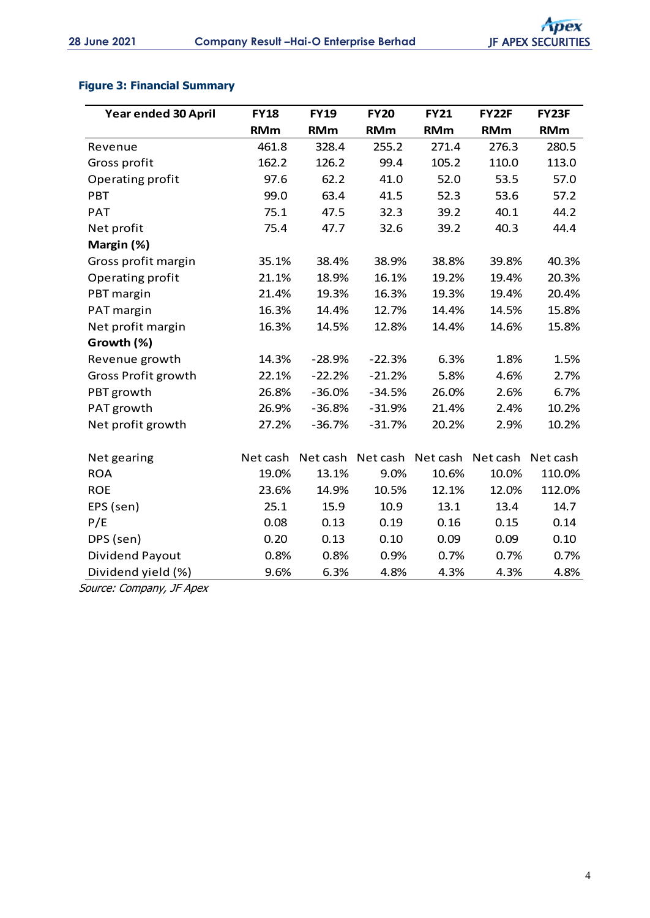**Figure 3: Financial Summary**

| Year ended 30 April | FY18 | FY19 | FY20 | FY21 | FY22F | FY23F |
|---|---|---|---|---|---|---|
| | RMm | RMm | RMm | RMm | RMm | RMm |
| Revenue | 461.8 | 328.4 | 255.2 | 271.4 | 276.3 | 280.5 |
| Gross profit | 162.2 | 126.2 | 99.4 | 105.2 | 110.0 | 113.0 |
| Operating profit | 97.6 | 62.2 | 41.0 | 52.0 | 53.5 | 57.0 |
| PBT | 99.0 | 63.4 | 41.5 | 52.3 | 53.6 | 57.2 |
| PAT | 75.1 | 47.5 | 32.3 | 39.2 | 40.1 | 44.2 |
| Net profit | 75.4 | 47.7 | 32.6 | 39.2 | 40.3 | 44.4 |
| **Margin (%)** | | | | | | |
| Gross profit margin | 35.1% | 38.4% | 38.9% | 38.8% | 39.8% | 40.3% |
| Operating profit | 21.1% | 18.9% | 16.1% | 19.2% | 19.4% | 20.3% |
| PBT margin | 21.4% | 19.3% | 16.3% | 19.3% | 19.4% | 20.4% |
| PAT margin | 16.3% | 14.4% | 12.7% | 14.4% | 14.5% | 15.8% |
| Net profit margin | 16.3% | 14.5% | 12.8% | 14.4% | 14.6% | 15.8% |
| **Growth (%)** | | | | | | |
| Revenue growth | 14.3% | -28.9% | -22.3% | 6.3% | 1.8% | 1.5% |
| Gross Profit growth | 22.1% | -22.2% | -21.2% | 5.8% | 4.6% | 2.7% |
| PBT growth | 26.8% | -36.0% | -34.5% | 26.0% | 2.6% | 6.7% |
| PAT growth | 26.9% | -36.8% | -31.9% | 21.4% | 2.4% | 10.2% |
| Net profit growth | 27.2% | -36.7% | -31.7% | 20.2% | 2.9% | 10.2% |
| | | | | | | |
| Net gearing | Net cash | Net cash | Net cash | Net cash | Net cash | Net cash |
| ROA | 19.0% | 13.1% | 9.0% | 10.6% | 10.0% | 110.0% |
| ROE | 23.6% | 14.9% | 10.5% | 12.1% | 12.0% | 112.0% |
| EPS (sen) | 25.1 | 15.9 | 10.9 | 13.1 | 13.4 | 14.7 |
| P/E | 0.08 | 0.13 | 0.19 | 0.16 | 0.15 | 0.14 |
| DPS (sen) | 0.20 | 0.13 | 0.10 | 0.09 | 0.09 | 0.10 |
| Dividend Payout | 0.8% | 0.8% | 0.9% | 0.7% | 0.7% | 0.7% |
| Dividend yield (%) | 9.6% | 6.3% | 4.8% | 4.3% | 4.3% | 4.8% |

*Source: Company, JF Apex*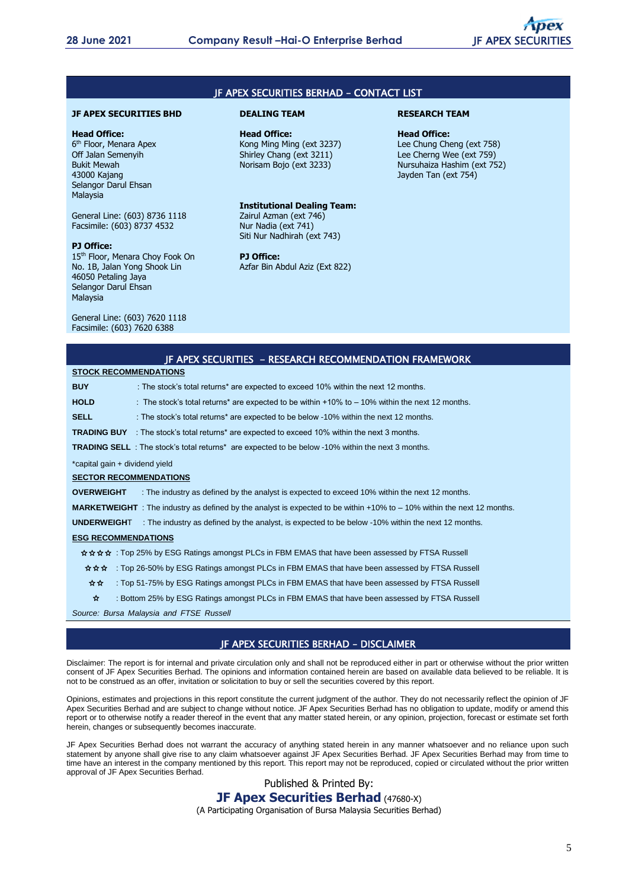## JF APEX SECURITIES BERHAD – CONTACT LIST

**JF APEX SECURITIES BHD**

**Head Office:**
6th Floor, Menara Apex
Off Jalan Semenyih
Bukit Mewah
43000 Kajang
Selangor Darul Ehsan
Malaysia

General Line: (603) 8736 1118
Facsimile: (603) 8737 4532

**PJ Office:**
15th Floor, Menara Choy Fook On
No. 1B, Jalan Yong Shook Lin
46050 Petaling Jaya
Selangor Darul Ehsan
Malaysia

General Line: (603) 7620 1118
Facsimile: (603) 7620 6388

**DEALING TEAM**

**Head Office:**
Kong Ming Ming (ext 3237)
Shirley Chang (ext 3211)
Norisam Bojo (ext 3233)

**Institutional Dealing Team:**
Zairul Azman (ext 746)
Nur Nadia (ext 741)
Siti Nur Nadhirah (ext 743)

**PJ Office:**
Azfar Bin Abdul Aziz (Ext 822)

**RESEARCH TEAM**

**Head Office:**
Lee Chung Cheng (ext 758)
Lee Cherng Wee (ext 759)
Nursuhaiza Hashim (ext 752)
Jayden Tan (ext 754)

## JF APEX SECURITIES – RESEARCH RECOMMENDATION FRAMEWORK

**STOCK RECOMMENDATIONS**

**BUY** : The stock's total returns* are expected to exceed 10% within the next 12 months.

**HOLD** : The stock's total returns* are expected to be within +10% to – 10% within the next 12 months.

**SELL** : The stock's total returns* are expected to be below -10% within the next 12 months.

**TRADING BUY** : The stock's total returns* are expected to exceed 10% within the next 3 months.

**TRADING SELL** : The stock's total returns* are expected to be below -10% within the next 3 months.

*capital gain + dividend yield

**SECTOR RECOMMENDATIONS**

**OVERWEIGHT** : The industry as defined by the analyst is expected to exceed 10% within the next 12 months.

**MARKETWEIGHT** : The industry as defined by the analyst is expected to be within +10% to – 10% within the next 12 months.

**UNDERWEIGHT** : The industry as defined by the analyst, is expected to be below -10% within the next 12 months.

**ESG RECOMMENDATIONS**

☆☆☆☆ : Top 25% by ESG Ratings amongst PLCs in FBM EMAS that have been assessed by FTSA Russell

☆☆☆ : Top 26-50% by ESG Ratings amongst PLCs in FBM EMAS that have been assessed by FTSA Russell

☆☆ : Top 51-75% by ESG Ratings amongst PLCs in FBM EMAS that have been assessed by FTSA Russell

☆ : Bottom 25% by ESG Ratings amongst PLCs in FBM EMAS that have been assessed by FTSA Russell

*Source: Bursa Malaysia and FTSE Russell*

## JF APEX SECURITIES BERHAD – DISCLAIMER

Disclaimer: The report is for internal and private circulation only and shall not be reproduced either in part or otherwise without the prior written consent of JF Apex Securities Berhad. The opinions and information contained herein are based on available data believed to be reliable. It is not to be construed as an offer, invitation or solicitation to buy or sell the securities covered by this report.

Opinions, estimates and projections in this report constitute the current judgment of the author. They do not necessarily reflect the opinion of JF Apex Securities Berhad and are subject to change without notice. JF Apex Securities Berhad has no obligation to update, modify or amend this report or to otherwise notify a reader thereof in the event that any matter stated herein, or any opinion, projection, forecast or estimate set forth herein, changes or subsequently becomes inaccurate.

JF Apex Securities Berhad does not warrant the accuracy of anything stated herein in any manner whatsoever and no reliance upon such statement by anyone shall give rise to any claim whatsoever against JF Apex Securities Berhad. JF Apex Securities Berhad may from time to time have an interest in the company mentioned by this report. This report may not be reproduced, copied or circulated without the prior written approval of JF Apex Securities Berhad.

Published & Printed By:

**JF Apex Securities Berhad** (47680-X)

(A Participating Organisation of Bursa Malaysia Securities Berhad)